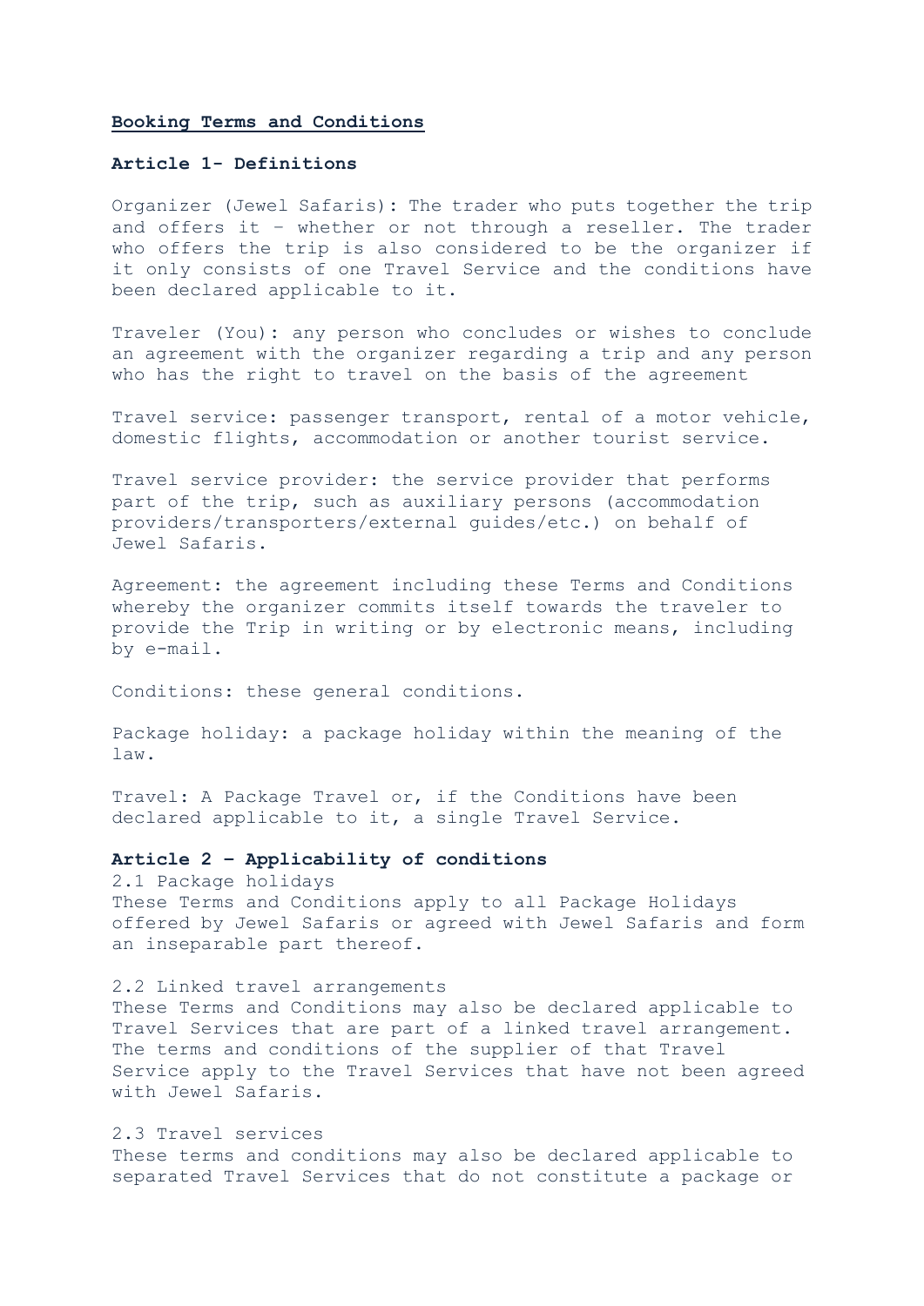# Booking Terms and Conditions

## Article 1- Definitions

Organizer (Jewel Safaris): The trader who puts together the trip and offers it – whether or not through a reseller. The trader who offers the trip is also considered to be the organizer if it only consists of one Travel Service and the conditions have been declared applicable to it.

Traveler (You): any person who concludes or wishes to conclude an agreement with the organizer regarding a trip and any person who has the right to travel on the basis of the agreement

Travel service: passenger transport, rental of a motor vehicle, domestic flights, accommodation or another tourist service.

Travel service provider: the service provider that performs part of the trip, such as auxiliary persons (accommodation providers/transporters/external guides/etc.) on behalf of Jewel Safaris.

Agreement: the agreement including these Terms and Conditions whereby the organizer commits itself towards the traveler to provide the Trip in writing or by electronic means, including by e-mail.

Conditions: these general conditions.

Package holiday: a package holiday within the meaning of the law.

Travel: A Package Travel or, if the Conditions have been declared applicable to it, a single Travel Service.

## Article 2 – Applicability of conditions

2.1 Package holidays
These Terms and Conditions apply to all Package Holidays offered by Jewel Safaris or agreed with Jewel Safaris and form an inseparable part thereof.

2.2 Linked travel arrangements
These Terms and Conditions may also be declared applicable to Travel Services that are part of a linked travel arrangement. The terms and conditions of the supplier of that Travel Service apply to the Travel Services that have not been agreed with Jewel Safaris.

2.3 Travel services
These terms and conditions may also be declared applicable to separated Travel Services that do not constitute a package or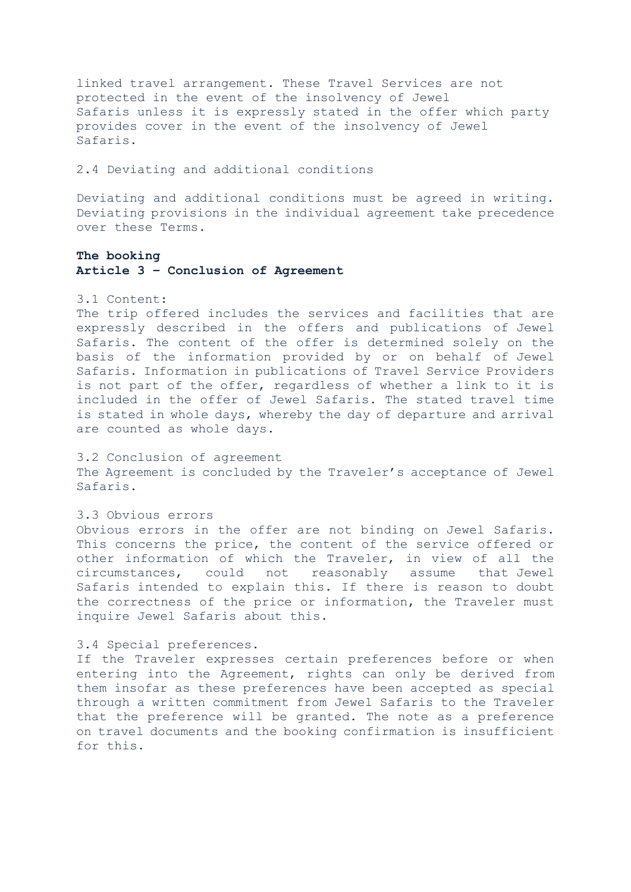linked travel arrangement. These Travel Services are not protected in the event of the insolvency of Jewel Safaris unless it is expressly stated in the offer which party provides cover in the event of the insolvency of Jewel Safaris.

2.4 Deviating and additional conditions

Deviating and additional conditions must be agreed in writing. Deviating provisions in the individual agreement take precedence over these Terms.

**The booking**

**Article 3 – Conclusion of Agreement**

3.1 Content:
The trip offered includes the services and facilities that are expressly described in the offers and publications of Jewel Safaris. The content of the offer is determined solely on the basis of the information provided by or on behalf of Jewel Safaris. Information in publications of Travel Service Providers is not part of the offer, regardless of whether a link to it is included in the offer of Jewel Safaris. The stated travel time is stated in whole days, whereby the day of departure and arrival are counted as whole days.

3.2 Conclusion of agreement
The Agreement is concluded by the Traveler's acceptance of Jewel Safaris.

3.3 Obvious errors
Obvious errors in the offer are not binding on Jewel Safaris. This concerns the price, the content of the service offered or other information of which the Traveler, in view of all the circumstances, could not reasonably assume that Jewel Safaris intended to explain this. If there is reason to doubt the correctness of the price or information, the Traveler must inquire Jewel Safaris about this.

3.4 Special preferences.
If the Traveler expresses certain preferences before or when entering into the Agreement, rights can only be derived from them insofar as these preferences have been accepted as special through a written commitment from Jewel Safaris to the Traveler that the preference will be granted. The note as a preference on travel documents and the booking confirmation is insufficient for this.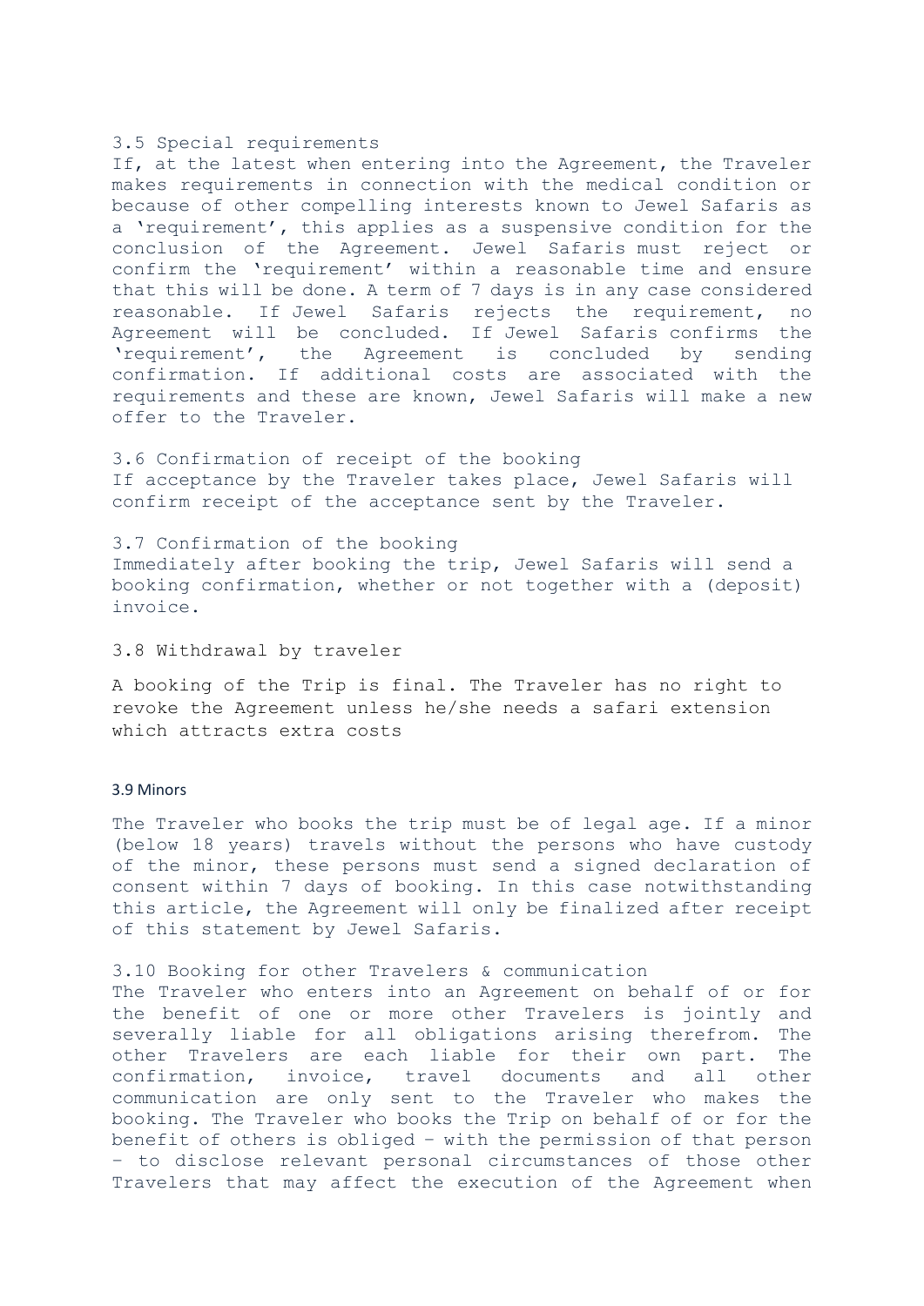### 3.5 Special requirements

If, at the latest when entering into the Agreement, the Traveler makes requirements in connection with the medical condition or because of other compelling interests known to Jewel Safaris as a 'requirement', this applies as a suspensive condition for the conclusion of the Agreement. Jewel Safaris must reject or confirm the 'requirement' within a reasonable time and ensure that this will be done. A term of 7 days is in any case considered reasonable. If Jewel Safaris rejects the requirement, no Agreement will be concluded. If Jewel Safaris confirms the 'requirement', the Agreement is concluded by sending confirmation. If additional costs are associated with the requirements and these are known, Jewel Safaris will make a new offer to the Traveler.

### 3.6 Confirmation of receipt of the booking

If acceptance by the Traveler takes place, Jewel Safaris will confirm receipt of the acceptance sent by the Traveler.

### 3.7 Confirmation of the booking

Immediately after booking the trip, Jewel Safaris will send a booking confirmation, whether or not together with a (deposit) invoice.

### 3.8 Withdrawal by traveler

A booking of the Trip is final. The Traveler has no right to revoke the Agreement unless he/she needs a safari extension which attracts extra costs

### 3.9 Minors

The Traveler who books the trip must be of legal age. If a minor (below 18 years) travels without the persons who have custody of the minor, these persons must send a signed declaration of consent within 7 days of booking. In this case notwithstanding this article, the Agreement will only be finalized after receipt of this statement by Jewel Safaris.

### 3.10 Booking for other Travelers & communication

The Traveler who enters into an Agreement on behalf of or for the benefit of one or more other Travelers is jointly and severally liable for all obligations arising therefrom. The other Travelers are each liable for their own part. The confirmation, invoice, travel documents and all other communication are only sent to the Traveler who makes the booking. The Traveler who books the Trip on behalf of or for the benefit of others is obliged - with the permission of that person - to disclose relevant personal circumstances of those other Travelers that may affect the execution of the Agreement when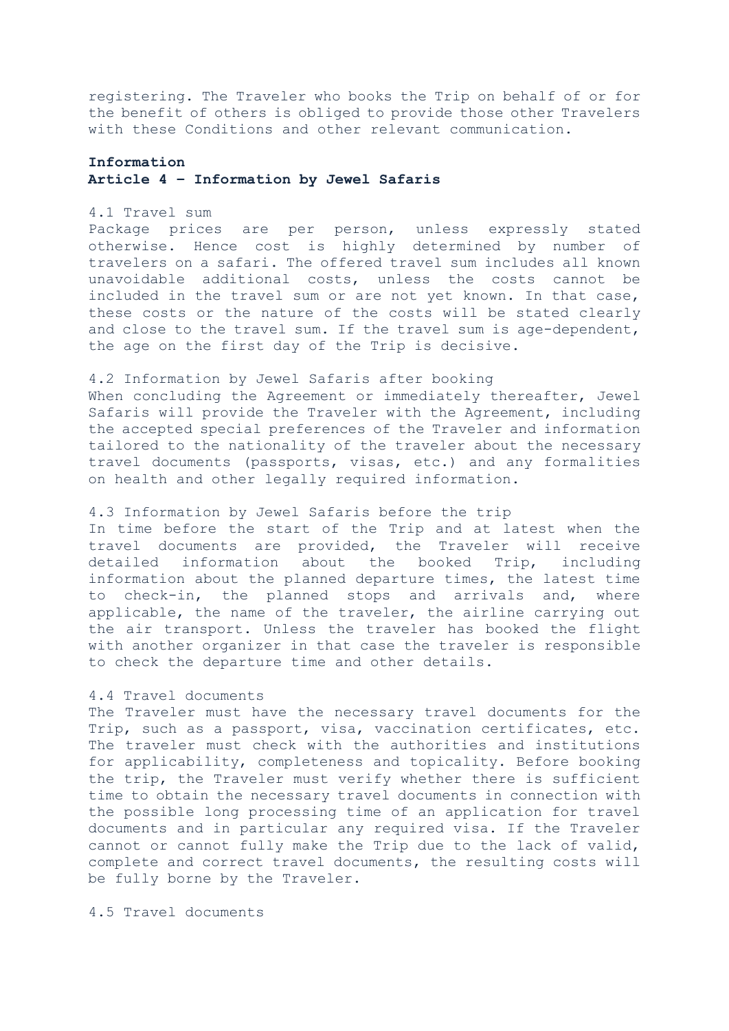registering. The Traveler who books the Trip on behalf of or for the benefit of others is obliged to provide those other Travelers with these Conditions and other relevant communication.

**Information**

**Article 4 – Information by Jewel Safaris**

4.1 Travel sum

Package prices are per person, unless expressly stated otherwise. Hence cost is highly determined by number of travelers on a safari. The offered travel sum includes all known unavoidable additional costs, unless the costs cannot be included in the travel sum or are not yet known. In that case, these costs or the nature of the costs will be stated clearly and close to the travel sum. If the travel sum is age-dependent, the age on the first day of the Trip is decisive.

4.2 Information by Jewel Safaris after booking

When concluding the Agreement or immediately thereafter, Jewel Safaris will provide the Traveler with the Agreement, including the accepted special preferences of the Traveler and information tailored to the nationality of the traveler about the necessary travel documents (passports, visas, etc.) and any formalities on health and other legally required information.

4.3 Information by Jewel Safaris before the trip

In time before the start of the Trip and at latest when the travel documents are provided, the Traveler will receive detailed information about the booked Trip, including information about the planned departure times, the latest time to check-in, the planned stops and arrivals and, where applicable, the name of the traveler, the airline carrying out the air transport. Unless the traveler has booked the flight with another organizer in that case the traveler is responsible to check the departure time and other details.

4.4 Travel documents

The Traveler must have the necessary travel documents for the Trip, such as a passport, visa, vaccination certificates, etc. The traveler must check with the authorities and institutions for applicability, completeness and topicality. Before booking the trip, the Traveler must verify whether there is sufficient time to obtain the necessary travel documents in connection with the possible long processing time of an application for travel documents and in particular any required visa. If the Traveler cannot or cannot fully make the Trip due to the lack of valid, complete and correct travel documents, the resulting costs will be fully borne by the Traveler.

4.5 Travel documents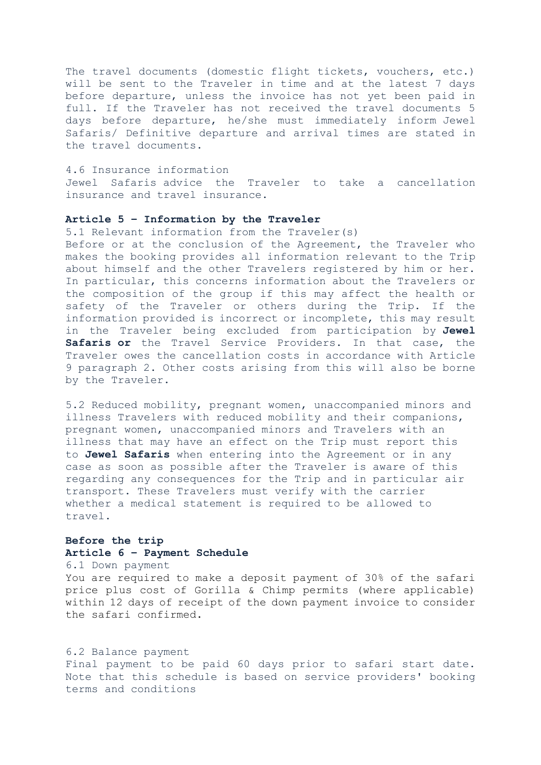The travel documents (domestic flight tickets, vouchers, etc.) will be sent to the Traveler in time and at the latest 7 days before departure, unless the invoice has not yet been paid in full. If the Traveler has not received the travel documents 5 days before departure, he/she must immediately inform Jewel Safaris/ Definitive departure and arrival times are stated in the travel documents.

4.6 Insurance information
Jewel Safaris advice the Traveler to take a cancellation insurance and travel insurance.

**Article 5 – Information by the Traveler**

5.1 Relevant information from the Traveler(s)
Before or at the conclusion of the Agreement, the Traveler who makes the booking provides all information relevant to the Trip about himself and the other Travelers registered by him or her. In particular, this concerns information about the Travelers or the composition of the group if this may affect the health or safety of the Traveler or others during the Trip. If the information provided is incorrect or incomplete, this may result in the Traveler being excluded from participation by **Jewel Safaris or** the Travel Service Providers. In that case, the Traveler owes the cancellation costs in accordance with Article 9 paragraph 2. Other costs arising from this will also be borne by the Traveler.

5.2 Reduced mobility, pregnant women, unaccompanied minors and illness Travelers with reduced mobility and their companions, pregnant women, unaccompanied minors and Travelers with an illness that may have an effect on the Trip must report this to **Jewel Safaris** when entering into the Agreement or in any case as soon as possible after the Traveler is aware of this regarding any consequences for the Trip and in particular air transport. These Travelers must verify with the carrier whether a medical statement is required to be allowed to travel.

**Before the trip**

**Article 6 – Payment Schedule**

6.1 Down payment
You are required to make a deposit payment of 30% of the safari price plus cost of Gorilla & Chimp permits (where applicable) within 12 days of receipt of the down payment invoice to consider the safari confirmed.

6.2 Balance payment
Final payment to be paid 60 days prior to safari start date. Note that this schedule is based on service providers' booking terms and conditions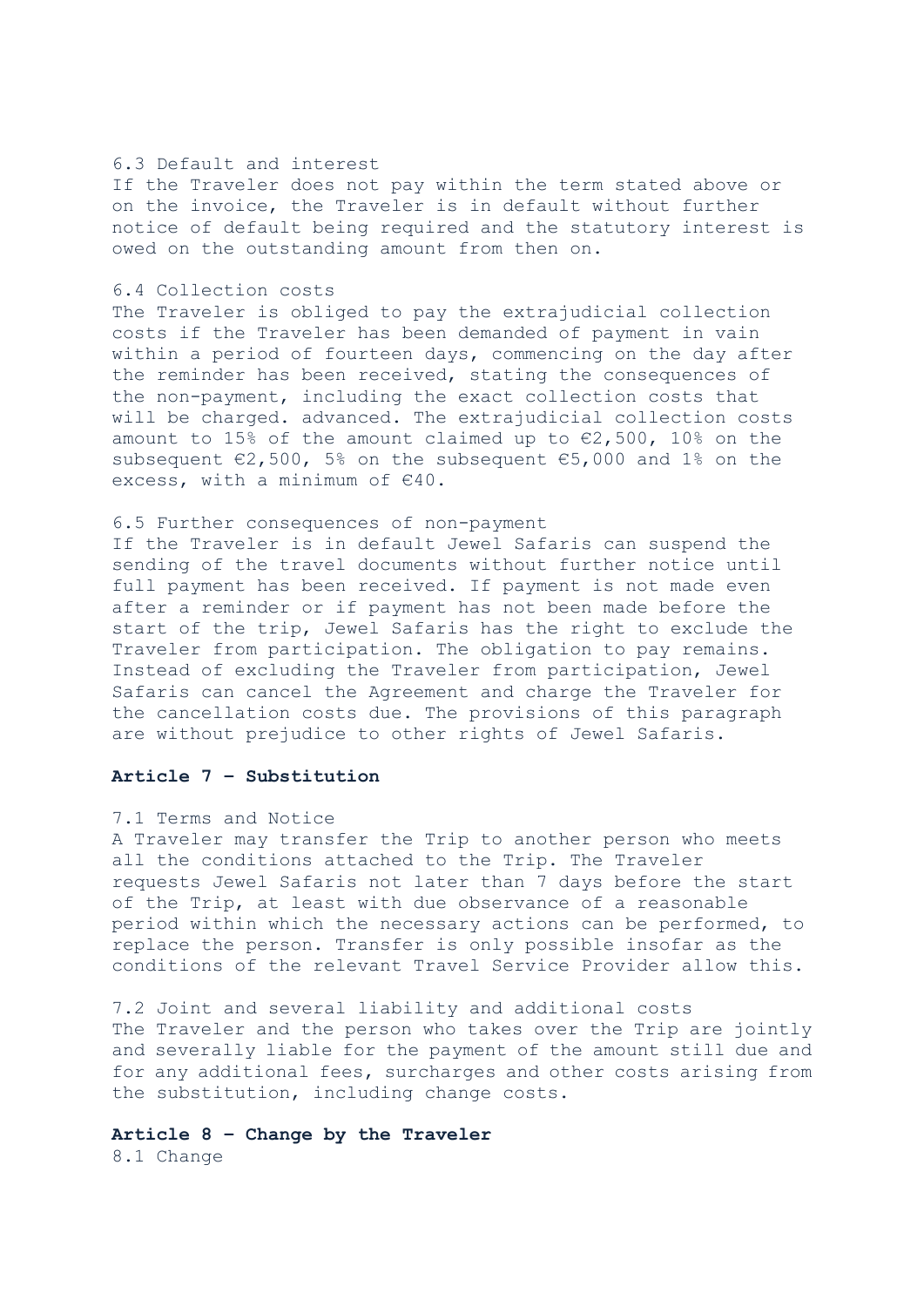6.3 Default and interest
If the Traveler does not pay within the term stated above or on the invoice, the Traveler is in default without further notice of default being required and the statutory interest is owed on the outstanding amount from then on.

6.4 Collection costs
The Traveler is obliged to pay the extrajudicial collection costs if the Traveler has been demanded of payment in vain within a period of fourteen days, commencing on the day after the reminder has been received, stating the consequences of the non-payment, including the exact collection costs that will be charged. advanced. The extrajudicial collection costs amount to 15% of the amount claimed up to €2,500, 10% on the subsequent €2,500, 5% on the subsequent €5,000 and 1% on the excess, with a minimum of €40.

6.5 Further consequences of non-payment
If the Traveler is in default Jewel Safaris can suspend the sending of the travel documents without further notice until full payment has been received. If payment is not made even after a reminder or if payment has not been made before the start of the trip, Jewel Safaris has the right to exclude the Traveler from participation. The obligation to pay remains. Instead of excluding the Traveler from participation, Jewel Safaris can cancel the Agreement and charge the Traveler for the cancellation costs due. The provisions of this paragraph are without prejudice to other rights of Jewel Safaris.

## Article 7 – Substitution

7.1 Terms and Notice
A Traveler may transfer the Trip to another person who meets all the conditions attached to the Trip. The Traveler requests Jewel Safaris not later than 7 days before the start of the Trip, at least with due observance of a reasonable period within which the necessary actions can be performed, to replace the person. Transfer is only possible insofar as the conditions of the relevant Travel Service Provider allow this.

7.2 Joint and several liability and additional costs
The Traveler and the person who takes over the Trip are jointly and severally liable for the payment of the amount still due and for any additional fees, surcharges and other costs arising from the substitution, including change costs.

## Article 8 – Change by the Traveler

8.1 Change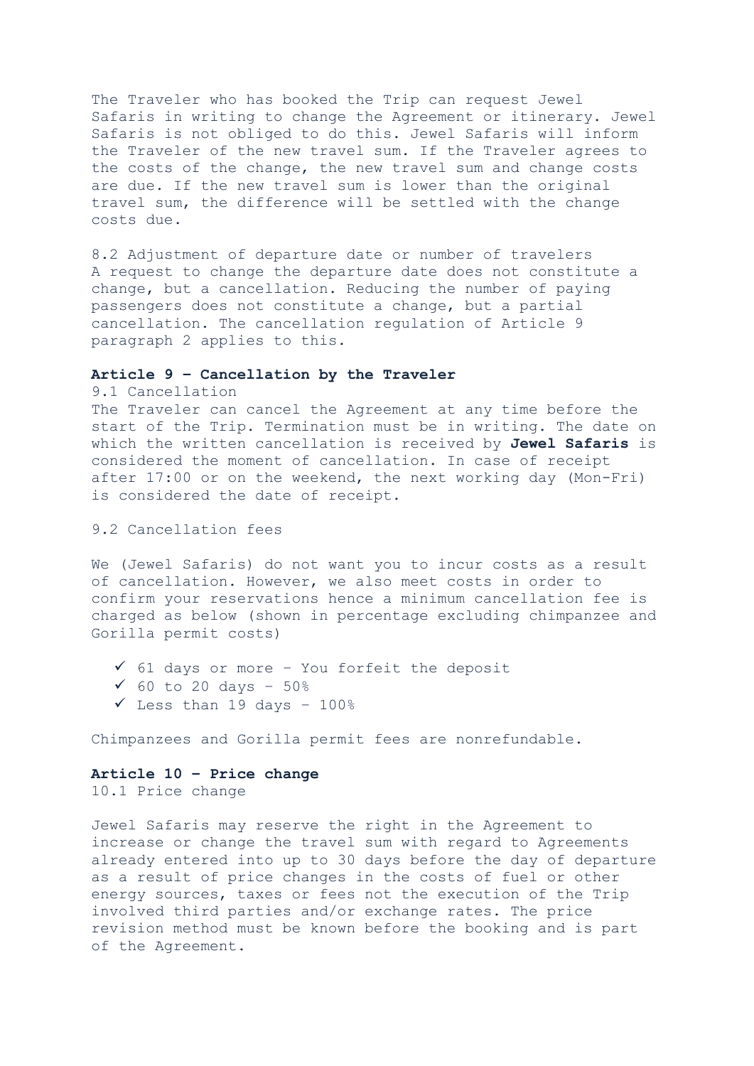The Traveler who has booked the Trip can request Jewel Safaris in writing to change the Agreement or itinerary. Jewel Safaris is not obliged to do this. Jewel Safaris will inform the Traveler of the new travel sum. If the Traveler agrees to the costs of the change, the new travel sum and change costs are due. If the new travel sum is lower than the original travel sum, the difference will be settled with the change costs due.

8.2 Adjustment of departure date or number of travelers
A request to change the departure date does not constitute a change, but a cancellation. Reducing the number of paying passengers does not constitute a change, but a partial cancellation. The cancellation regulation of Article 9 paragraph 2 applies to this.

**Article 9 – Cancellation by the Traveler**

9.1 Cancellation
The Traveler can cancel the Agreement at any time before the start of the Trip. Termination must be in writing. The date on which the written cancellation is received by **Jewel Safaris** is considered the moment of cancellation. In case of receipt after 17:00 or on the weekend, the next working day (Mon-Fri) is considered the date of receipt.

9.2 Cancellation fees

We (Jewel Safaris) do not want you to incur costs as a result of cancellation. However, we also meet costs in order to confirm your reservations hence a minimum cancellation fee is charged as below (shown in percentage excluding chimpanzee and Gorilla permit costs)

- ✓ 61 days or more – You forfeit the deposit
- ✓ 60 to 20 days – 50%
- ✓ Less than 19 days – 100%

Chimpanzees and Gorilla permit fees are nonrefundable.

**Article 10 – Price change**

10.1 Price change

Jewel Safaris may reserve the right in the Agreement to increase or change the travel sum with regard to Agreements already entered into up to 30 days before the day of departure as a result of price changes in the costs of fuel or other energy sources, taxes or fees not the execution of the Trip involved third parties and/or exchange rates. The price revision method must be known before the booking and is part of the Agreement.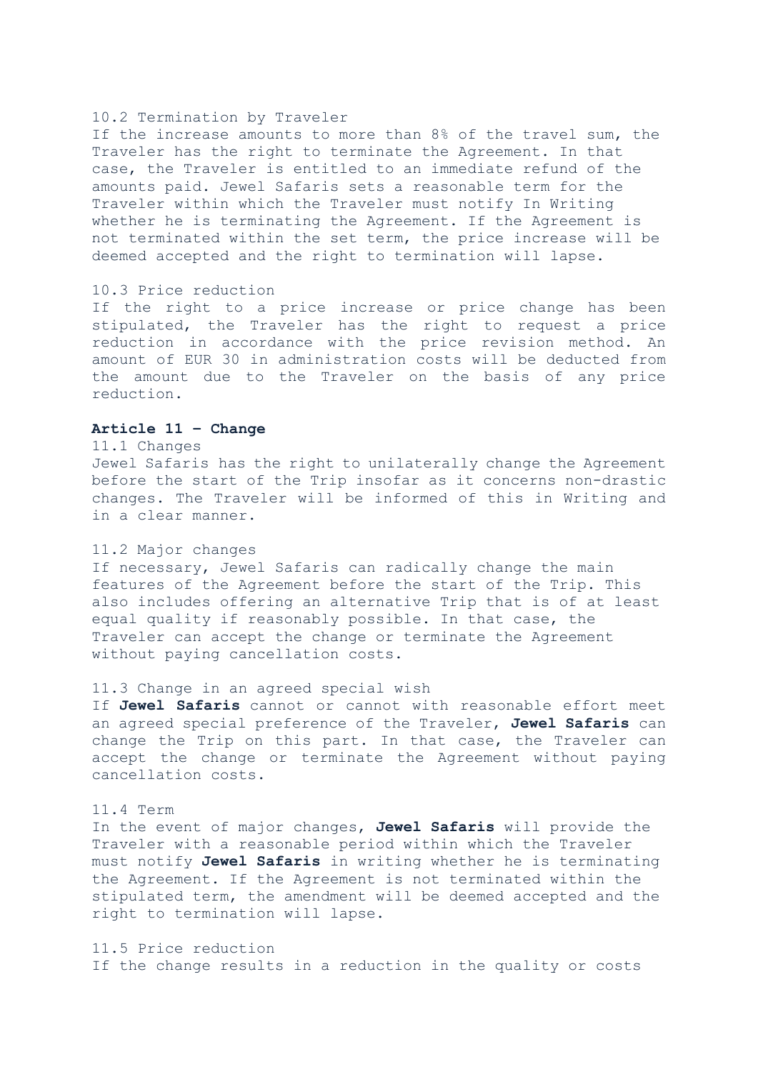10.2 Termination by Traveler
If the increase amounts to more than 8% of the travel sum, the Traveler has the right to terminate the Agreement. In that case, the Traveler is entitled to an immediate refund of the amounts paid. Jewel Safaris sets a reasonable term for the Traveler within which the Traveler must notify In Writing whether he is terminating the Agreement. If the Agreement is not terminated within the set term, the price increase will be deemed accepted and the right to termination will lapse.

10.3 Price reduction
If the right to a price increase or price change has been stipulated, the Traveler has the right to request a price reduction in accordance with the price revision method. An amount of EUR 30 in administration costs will be deducted from the amount due to the Traveler on the basis of any price reduction.

**Article 11 – Change**

11.1 Changes
Jewel Safaris has the right to unilaterally change the Agreement before the start of the Trip insofar as it concerns non-drastic changes. The Traveler will be informed of this in Writing and in a clear manner.

11.2 Major changes
If necessary, Jewel Safaris can radically change the main features of the Agreement before the start of the Trip. This also includes offering an alternative Trip that is of at least equal quality if reasonably possible. In that case, the Traveler can accept the change or terminate the Agreement without paying cancellation costs.

11.3 Change in an agreed special wish
If **Jewel Safaris** cannot or cannot with reasonable effort meet an agreed special preference of the Traveler, **Jewel Safaris** can change the Trip on this part. In that case, the Traveler can accept the change or terminate the Agreement without paying cancellation costs.

11.4 Term
In the event of major changes, **Jewel Safaris** will provide the Traveler with a reasonable period within which the Traveler must notify **Jewel Safaris** in writing whether he is terminating the Agreement. If the Agreement is not terminated within the stipulated term, the amendment will be deemed accepted and the right to termination will lapse.

11.5 Price reduction
If the change results in a reduction in the quality or costs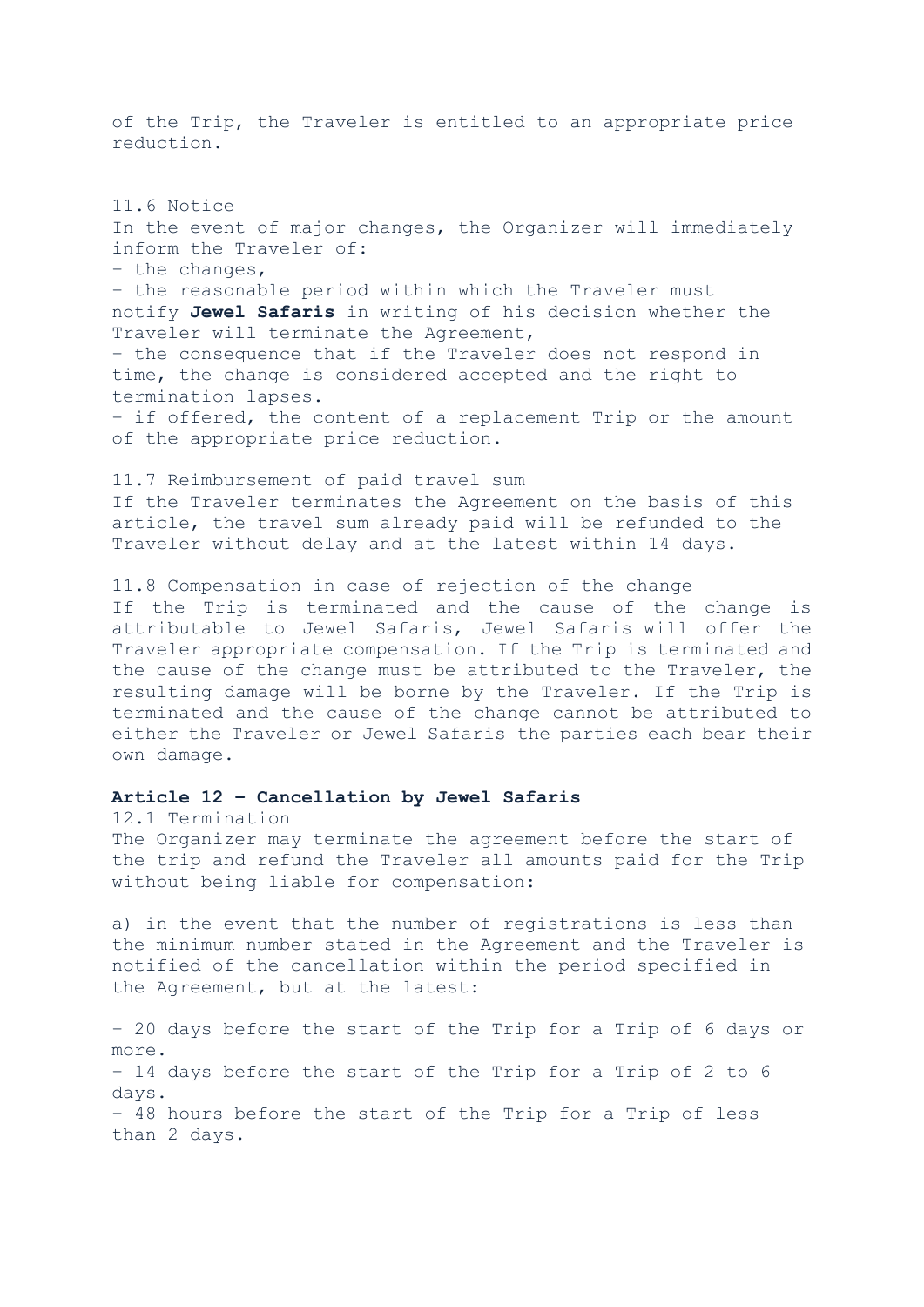of the Trip, the Traveler is entitled to an appropriate price reduction.

11.6 Notice
In the event of major changes, the Organizer will immediately inform the Traveler of:
- the changes,
- the reasonable period within which the Traveler must notify **Jewel Safaris** in writing of his decision whether the Traveler will terminate the Agreement,
- the consequence that if the Traveler does not respond in time, the change is considered accepted and the right to termination lapses.
- if offered, the content of a replacement Trip or the amount of the appropriate price reduction.

11.7 Reimbursement of paid travel sum
If the Traveler terminates the Agreement on the basis of this article, the travel sum already paid will be refunded to the Traveler without delay and at the latest within 14 days.

11.8 Compensation in case of rejection of the change
If the Trip is terminated and the cause of the change is attributable to Jewel Safaris, Jewel Safaris will offer the Traveler appropriate compensation. If the Trip is terminated and the cause of the change must be attributed to the Traveler, the resulting damage will be borne by the Traveler. If the Trip is terminated and the cause of the change cannot be attributed to either the Traveler or Jewel Safaris the parties each bear their own damage.

**Article 12 – Cancellation by Jewel Safaris**

12.1 Termination
The Organizer may terminate the agreement before the start of the trip and refund the Traveler all amounts paid for the Trip without being liable for compensation:

a) in the event that the number of registrations is less than the minimum number stated in the Agreement and the Traveler is notified of the cancellation within the period specified in the Agreement, but at the latest:

- 20 days before the start of the Trip for a Trip of 6 days or more.
- 14 days before the start of the Trip for a Trip of 2 to 6 days.
- 48 hours before the start of the Trip for a Trip of less than 2 days.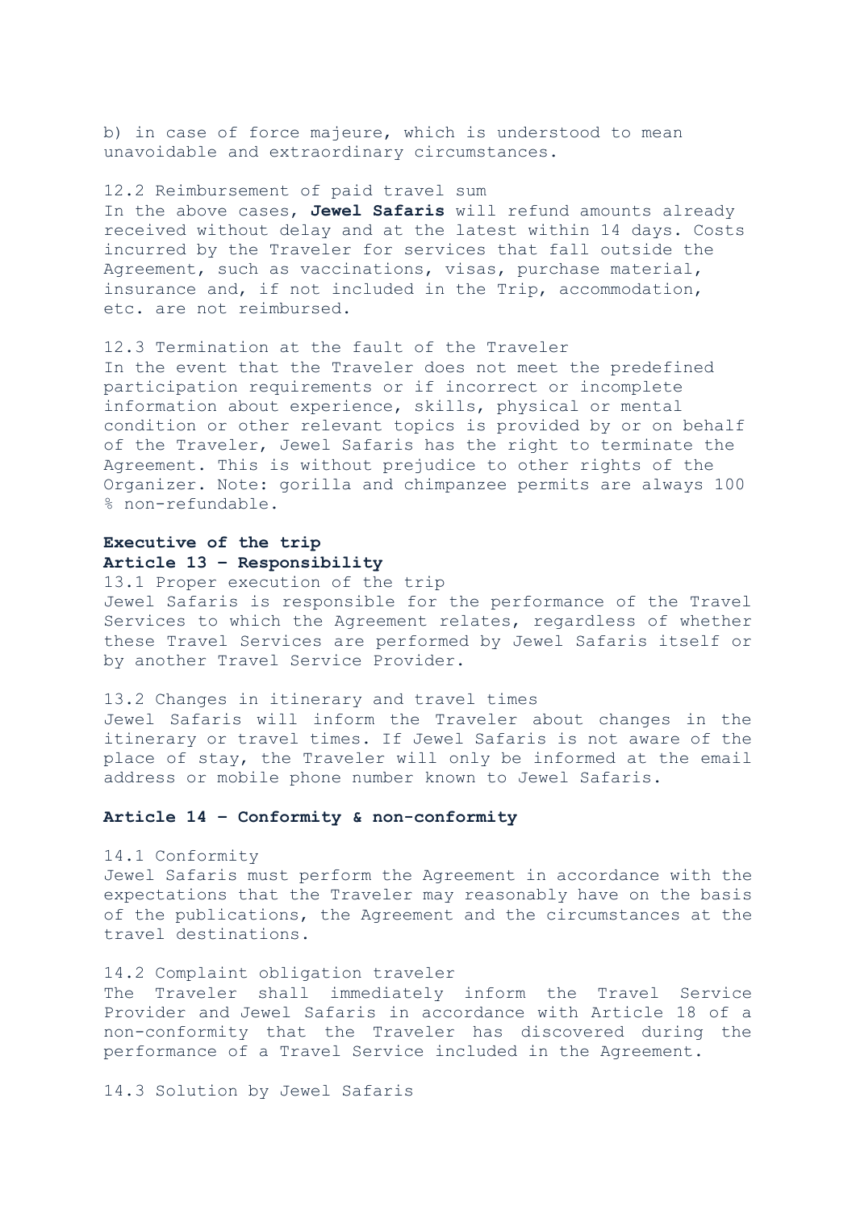b) in case of force majeure, which is understood to mean unavoidable and extraordinary circumstances.

12.2 Reimbursement of paid travel sum
In the above cases, **Jewel Safaris** will refund amounts already received without delay and at the latest within 14 days. Costs incurred by the Traveler for services that fall outside the Agreement, such as vaccinations, visas, purchase material, insurance and, if not included in the Trip, accommodation, etc. are not reimbursed.

12.3 Termination at the fault of the Traveler
In the event that the Traveler does not meet the predefined participation requirements or if incorrect or incomplete information about experience, skills, physical or mental condition or other relevant topics is provided by or on behalf of the Traveler, Jewel Safaris has the right to terminate the Agreement. This is without prejudice to other rights of the Organizer. Note: gorilla and chimpanzee permits are always 100 % non-refundable.

**Executive of the trip**

**Article 13 – Responsibility**

13.1 Proper execution of the trip
Jewel Safaris is responsible for the performance of the Travel Services to which the Agreement relates, regardless of whether these Travel Services are performed by Jewel Safaris itself or by another Travel Service Provider.

13.2 Changes in itinerary and travel times
Jewel Safaris will inform the Traveler about changes in the itinerary or travel times. If Jewel Safaris is not aware of the place of stay, the Traveler will only be informed at the email address or mobile phone number known to Jewel Safaris.

**Article 14 – Conformity & non-conformity**

14.1 Conformity
Jewel Safaris must perform the Agreement in accordance with the expectations that the Traveler may reasonably have on the basis of the publications, the Agreement and the circumstances at the travel destinations.

14.2 Complaint obligation traveler
The Traveler shall immediately inform the Travel Service Provider and Jewel Safaris in accordance with Article 18 of a non-conformity that the Traveler has discovered during the performance of a Travel Service included in the Agreement.

14.3 Solution by Jewel Safaris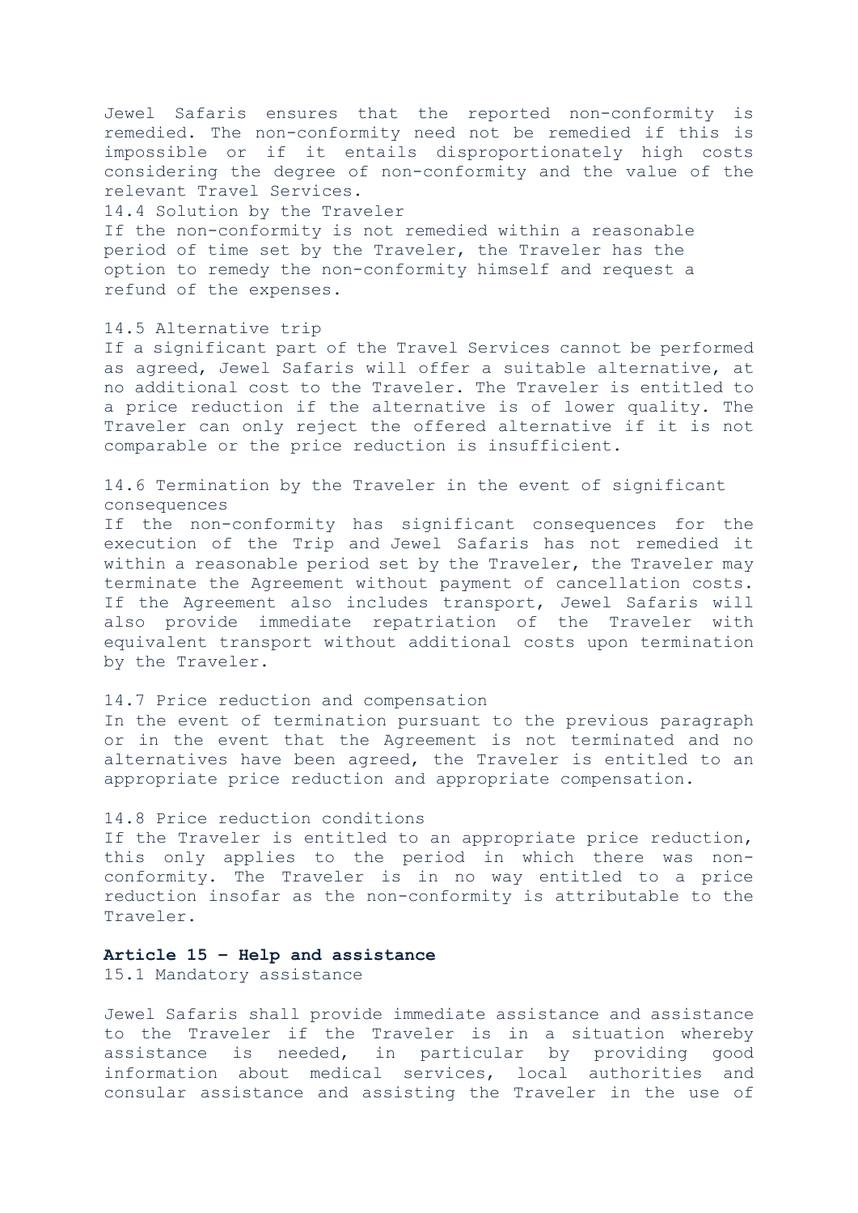Jewel Safaris ensures that the reported non-conformity is remedied. The non-conformity need not be remedied if this is impossible or if it entails disproportionately high costs considering the degree of non-conformity and the value of the relevant Travel Services.

14.4 Solution by the Traveler

If the non-conformity is not remedied within a reasonable period of time set by the Traveler, the Traveler has the option to remedy the non-conformity himself and request a refund of the expenses.

14.5 Alternative trip

If a significant part of the Travel Services cannot be performed as agreed, Jewel Safaris will offer a suitable alternative, at no additional cost to the Traveler. The Traveler is entitled to a price reduction if the alternative is of lower quality. The Traveler can only reject the offered alternative if it is not comparable or the price reduction is insufficient.

14.6 Termination by the Traveler in the event of significant consequences

If the non-conformity has significant consequences for the execution of the Trip and Jewel Safaris has not remedied it within a reasonable period set by the Traveler, the Traveler may terminate the Agreement without payment of cancellation costs. If the Agreement also includes transport, Jewel Safaris will also provide immediate repatriation of the Traveler with equivalent transport without additional costs upon termination by the Traveler.

14.7 Price reduction and compensation

In the event of termination pursuant to the previous paragraph or in the event that the Agreement is not terminated and no alternatives have been agreed, the Traveler is entitled to an appropriate price reduction and appropriate compensation.

14.8 Price reduction conditions

If the Traveler is entitled to an appropriate price reduction, this only applies to the period in which there was non-conformity. The Traveler is in no way entitled to a price reduction insofar as the non-conformity is attributable to the Traveler.

**Article 15 – Help and assistance**

15.1 Mandatory assistance

Jewel Safaris shall provide immediate assistance and assistance to the Traveler if the Traveler is in a situation whereby assistance is needed, in particular by providing good information about medical services, local authorities and consular assistance and assisting the Traveler in the use of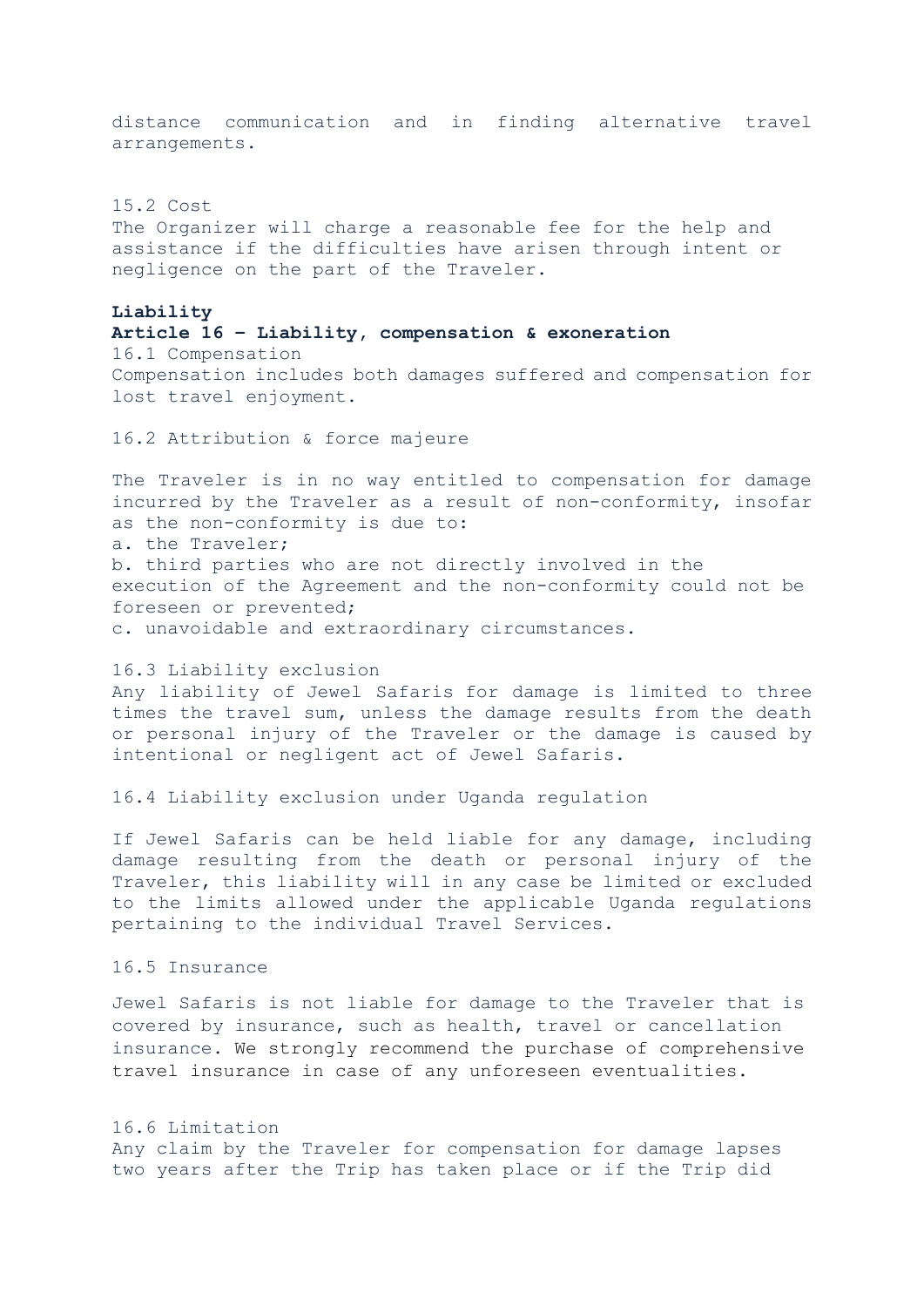distance communication and in finding alternative travel arrangements.

15.2 Cost

The Organizer will charge a reasonable fee for the help and assistance if the difficulties have arisen through intent or negligence on the part of the Traveler.

**Liability**

**Article 16 – Liability, compensation & exoneration**

16.1 Compensation

Compensation includes both damages suffered and compensation for lost travel enjoyment.

16.2 Attribution & force majeure

The Traveler is in no way entitled to compensation for damage incurred by the Traveler as a result of non-conformity, insofar as the non-conformity is due to:

a. the Traveler;

b. third parties who are not directly involved in the execution of the Agreement and the non-conformity could not be foreseen or prevented;

c. unavoidable and extraordinary circumstances.

16.3 Liability exclusion

Any liability of Jewel Safaris for damage is limited to three times the travel sum, unless the damage results from the death or personal injury of the Traveler or the damage is caused by intentional or negligent act of Jewel Safaris.

16.4 Liability exclusion under Uganda regulation

If Jewel Safaris can be held liable for any damage, including damage resulting from the death or personal injury of the Traveler, this liability will in any case be limited or excluded to the limits allowed under the applicable Uganda regulations pertaining to the individual Travel Services.

16.5 Insurance

Jewel Safaris is not liable for damage to the Traveler that is covered by insurance, such as health, travel or cancellation insurance. We strongly recommend the purchase of comprehensive travel insurance in case of any unforeseen eventualities.

16.6 Limitation

Any claim by the Traveler for compensation for damage lapses two years after the Trip has taken place or if the Trip did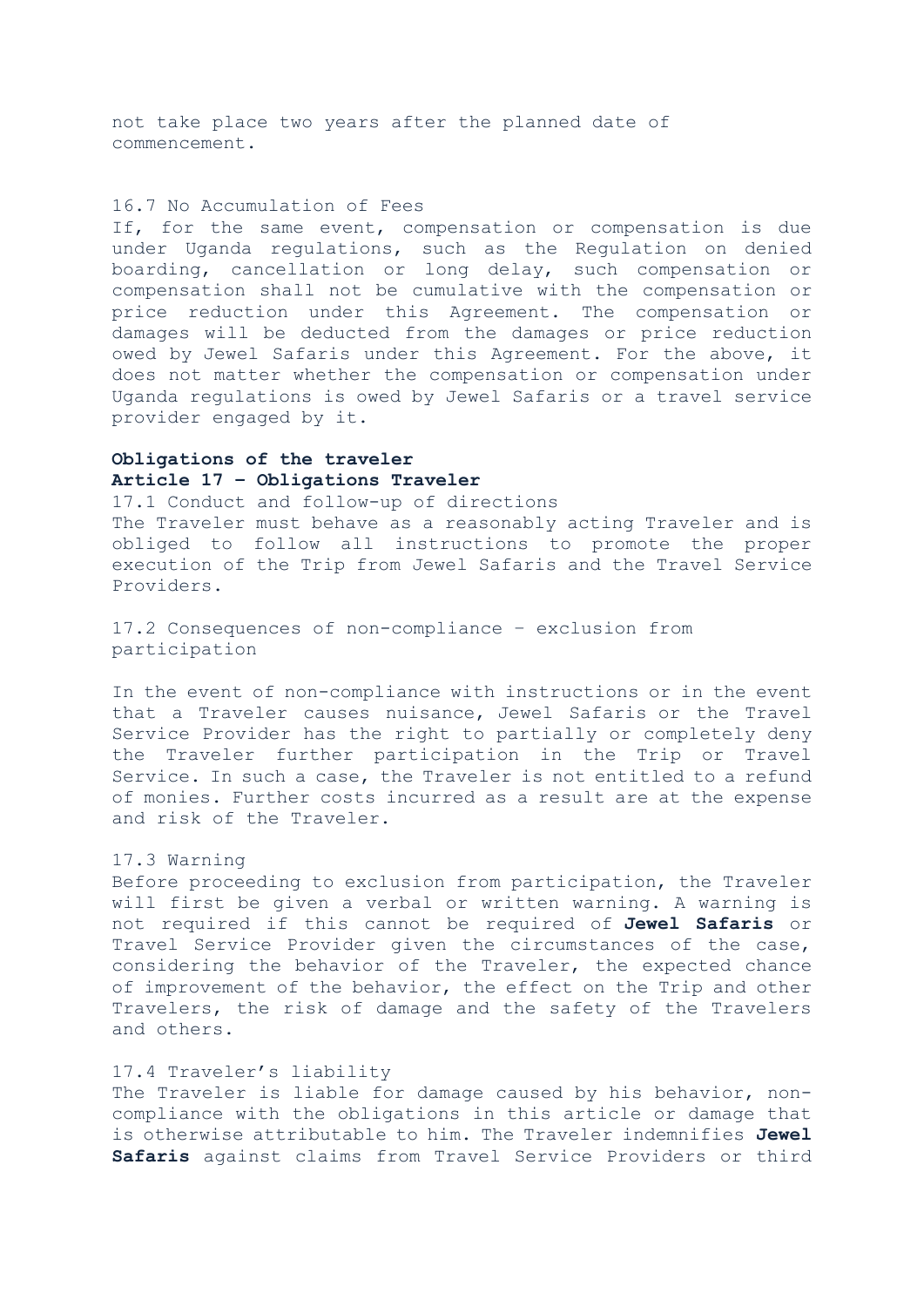not take place two years after the planned date of commencement.

16.7 No Accumulation of Fees

If, for the same event, compensation or compensation is due under Uganda regulations, such as the Regulation on denied boarding, cancellation or long delay, such compensation or compensation shall not be cumulative with the compensation or price reduction under this Agreement. The compensation or damages will be deducted from the damages or price reduction owed by Jewel Safaris under this Agreement. For the above, it does not matter whether the compensation or compensation under Uganda regulations is owed by Jewel Safaris or a travel service provider engaged by it.

**Obligations of the traveler**

**Article 17 – Obligations Traveler**

17.1 Conduct and follow-up of directions

The Traveler must behave as a reasonably acting Traveler and is obliged to follow all instructions to promote the proper execution of the Trip from Jewel Safaris and the Travel Service Providers.

17.2 Consequences of non-compliance – exclusion from participation

In the event of non-compliance with instructions or in the event that a Traveler causes nuisance, Jewel Safaris or the Travel Service Provider has the right to partially or completely deny the Traveler further participation in the Trip or Travel Service. In such a case, the Traveler is not entitled to a refund of monies. Further costs incurred as a result are at the expense and risk of the Traveler.

17.3 Warning

Before proceeding to exclusion from participation, the Traveler will first be given a verbal or written warning. A warning is not required if this cannot be required of **Jewel Safaris** or Travel Service Provider given the circumstances of the case, considering the behavior of the Traveler, the expected chance of improvement of the behavior, the effect on the Trip and other Travelers, the risk of damage and the safety of the Travelers and others.

17.4 Traveler's liability

The Traveler is liable for damage caused by his behavior, non-compliance with the obligations in this article or damage that is otherwise attributable to him. The Traveler indemnifies **Jewel Safaris** against claims from Travel Service Providers or third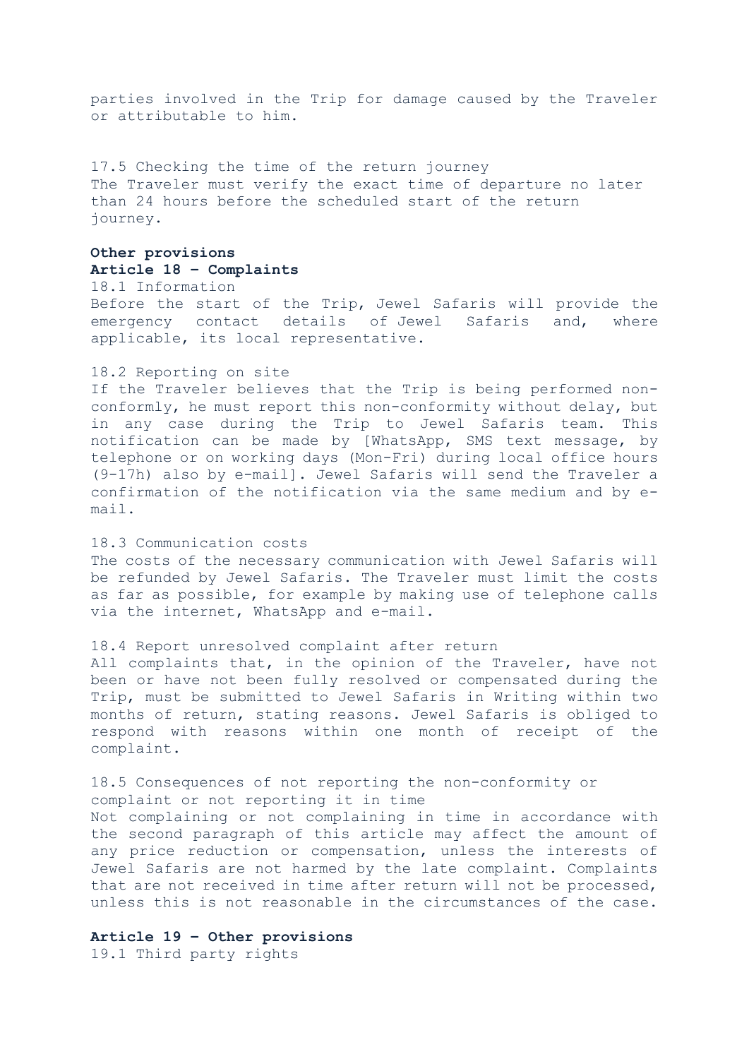parties involved in the Trip for damage caused by the Traveler or attributable to him.

17.5 Checking the time of the return journey
The Traveler must verify the exact time of departure no later than 24 hours before the scheduled start of the return journey.

**Other provisions**

**Article 18 – Complaints**

18.1 Information
Before the start of the Trip, Jewel Safaris will provide the emergency contact details of Jewel Safaris and, where applicable, its local representative.

18.2 Reporting on site
If the Traveler believes that the Trip is being performed non-conformly, he must report this non-conformity without delay, but in any case during the Trip to Jewel Safaris team. This notification can be made by [WhatsApp, SMS text message, by telephone or on working days (Mon-Fri) during local office hours (9-17h) also by e-mail]. Jewel Safaris will send the Traveler a confirmation of the notification via the same medium and by e-mail.

18.3 Communication costs
The costs of the necessary communication with Jewel Safaris will be refunded by Jewel Safaris. The Traveler must limit the costs as far as possible, for example by making use of telephone calls via the internet, WhatsApp and e-mail.

18.4 Report unresolved complaint after return
All complaints that, in the opinion of the Traveler, have not been or have not been fully resolved or compensated during the Trip, must be submitted to Jewel Safaris in Writing within two months of return, stating reasons. Jewel Safaris is obliged to respond with reasons within one month of receipt of the complaint.

18.5 Consequences of not reporting the non-conformity or complaint or not reporting it in time
Not complaining or not complaining in time in accordance with the second paragraph of this article may affect the amount of any price reduction or compensation, unless the interests of Jewel Safaris are not harmed by the late complaint. Complaints that are not received in time after return will not be processed, unless this is not reasonable in the circumstances of the case.

**Article 19 – Other provisions**

19.1 Third party rights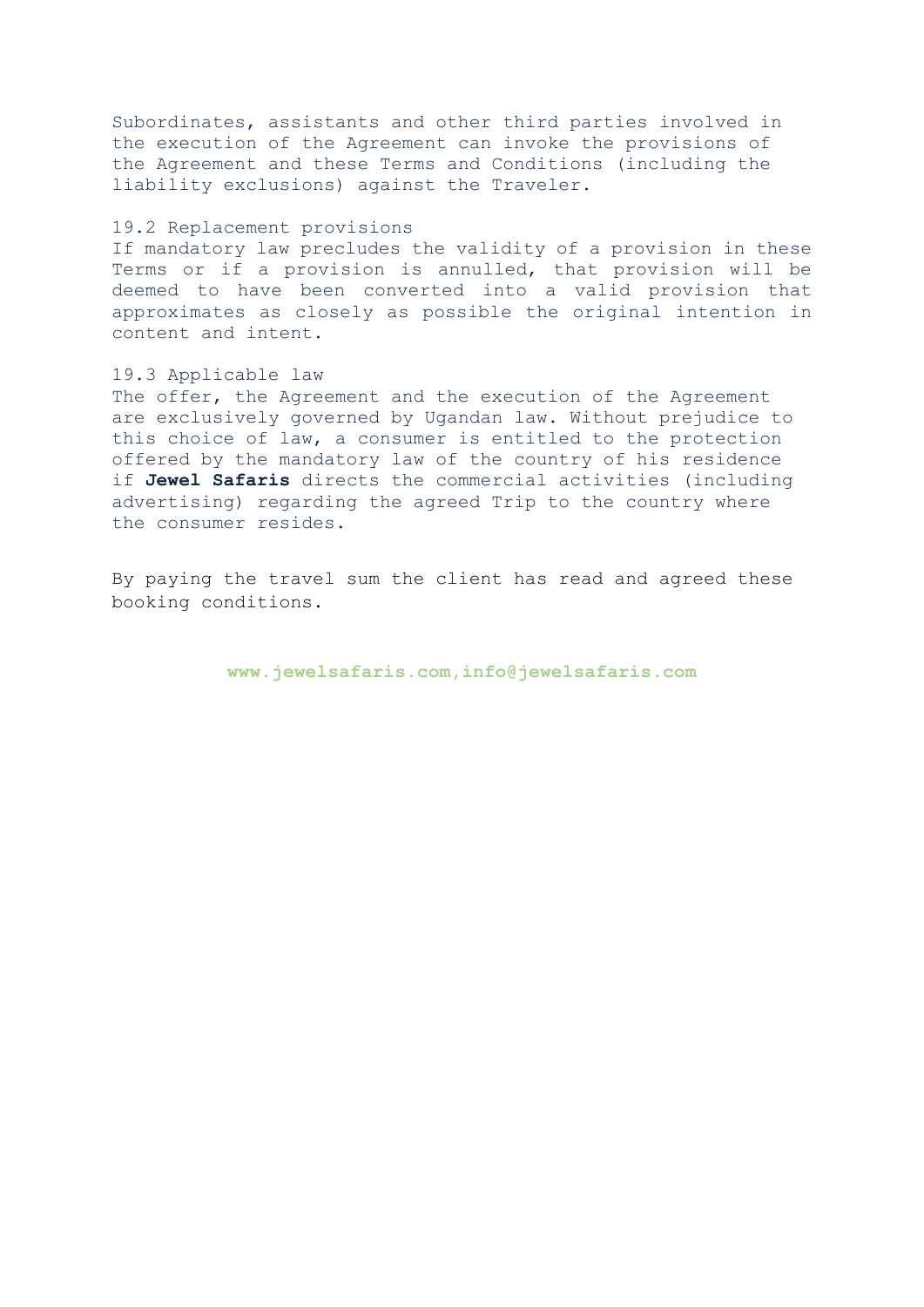Subordinates, assistants and other third parties involved in the execution of the Agreement can invoke the provisions of the Agreement and these Terms and Conditions (including the liability exclusions) against the Traveler.

19.2 Replacement provisions

If mandatory law precludes the validity of a provision in these Terms or if a provision is annulled, that provision will be deemed to have been converted into a valid provision that approximates as closely as possible the original intention in content and intent.

19.3 Applicable law

The offer, the Agreement and the execution of the Agreement are exclusively governed by Ugandan law. Without prejudice to this choice of law, a consumer is entitled to the protection offered by the mandatory law of the country of his residence if **Jewel Safaris** directs the commercial activities (including advertising) regarding the agreed Trip to the country where the consumer resides.

By paying the travel sum the client has read and agreed these booking conditions.

**www.jewelsafaris.com,info@jewelsafaris.com**